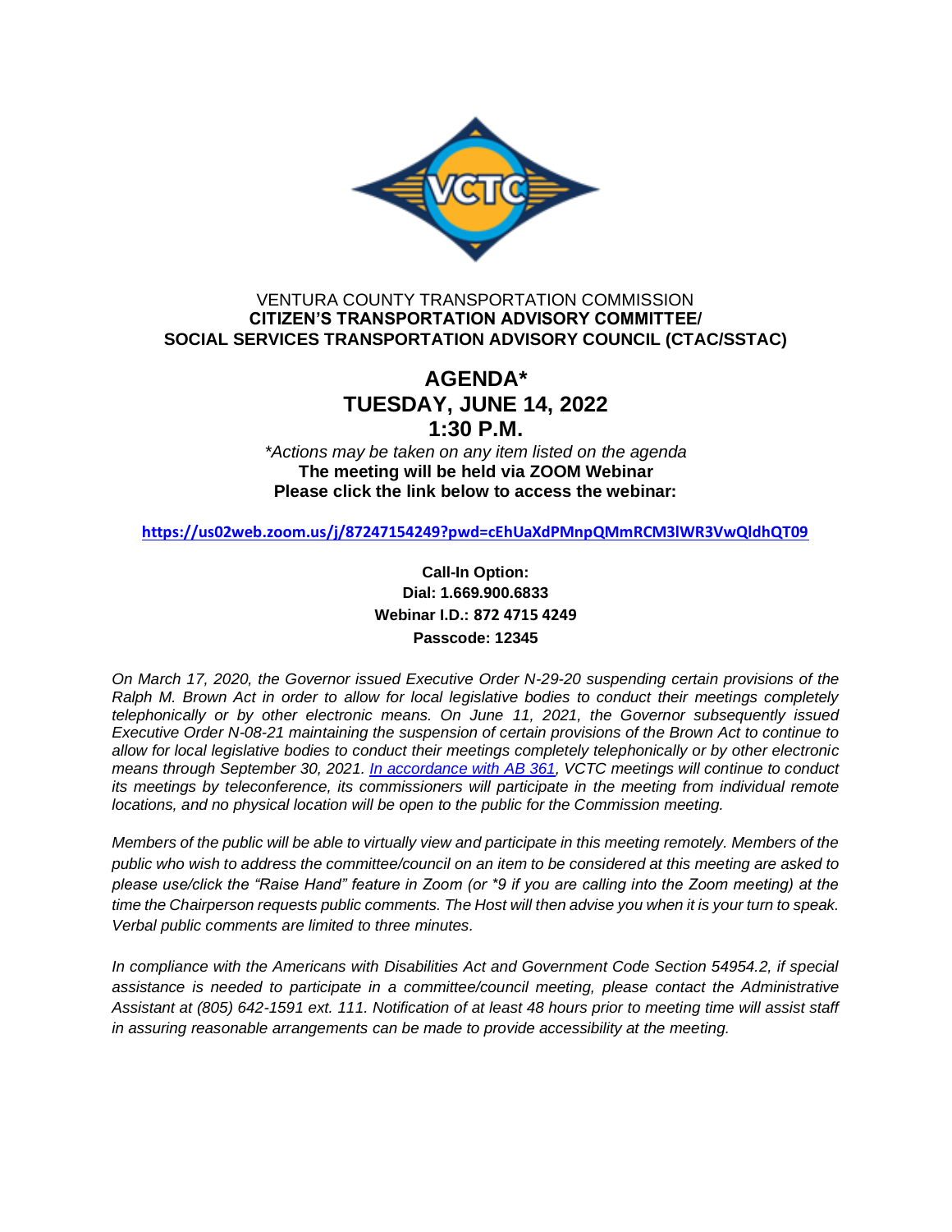VENTURA COUNTY TRANSPORTATION COMMISSION
**CITIZEN'S TRANSPORTATION ADVISORY COMMITTEE/ SOCIAL SERVICES TRANSPORTATION ADVISORY COUNCIL (CTAC/SSTAC)**

# AGENDA*
# TUESDAY, JUNE 14, 2022
# 1:30 P.M.

*\*Actions may be taken on any item listed on the agenda*

**The meeting will be held via ZOOM Webinar**
**Please click the link below to access the webinar:**

**https://us02web.zoom.us/j/87247154249?pwd=cEhUaXdPMnpQMmRCM3lWR3VwQldhQT09**

**Call-In Option:**
**Dial: 1.669.900.6833**
**Webinar I.D.: 872 4715 4249**
**Passcode: 12345**

*On March 17, 2020, the Governor issued Executive Order N-29-20 suspending certain provisions of the Ralph M. Brown Act in order to allow for local legislative bodies to conduct their meetings completely telephonically or by other electronic means. On June 11, 2021, the Governor subsequently issued Executive Order N-08-21 maintaining the suspension of certain provisions of the Brown Act to continue to allow for local legislative bodies to conduct their meetings completely telephonically or by other electronic means through September 30, 2021. In accordance with AB 361, VCTC meetings will continue to conduct its meetings by teleconference, its commissioners will participate in the meeting from individual remote locations, and no physical location will be open to the public for the Commission meeting.*

*Members of the public will be able to virtually view and participate in this meeting remotely. Members of the public who wish to address the committee/council on an item to be considered at this meeting are asked to please use/click the "Raise Hand" feature in Zoom (or *9 if you are calling into the Zoom meeting) at the time the Chairperson requests public comments. The Host will then advise you when it is your turn to speak. Verbal public comments are limited to three minutes.*

*In compliance with the Americans with Disabilities Act and Government Code Section 54954.2, if special assistance is needed to participate in a committee/council meeting, please contact the Administrative Assistant at (805) 642-1591 ext. 111. Notification of at least 48 hours prior to meeting time will assist staff in assuring reasonable arrangements can be made to provide accessibility at the meeting.*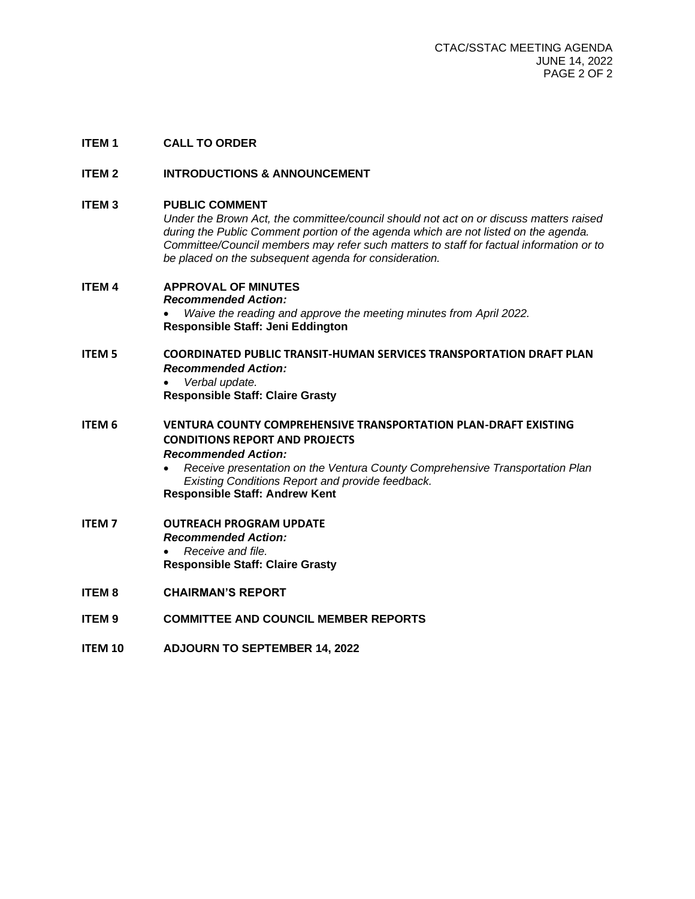**ITEM 1 CALL TO ORDER**

**ITEM 2 INTRODUCTIONS & ANNOUNCEMENT**

**ITEM 3 PUBLIC COMMENT**

*Under the Brown Act, the committee/council should not act on or discuss matters raised during the Public Comment portion of the agenda which are not listed on the agenda. Committee/Council members may refer such matters to staff for factual information or to be placed on the subsequent agenda for consideration.*

**ITEM 4 APPROVAL OF MINUTES**

***Recommended Action:***

- *Waive the reading and approve the meeting minutes from April 2022.*

**Responsible Staff: Jeni Eddington**

**ITEM 5 COORDINATED PUBLIC TRANSIT-HUMAN SERVICES TRANSPORTATION DRAFT PLAN**

***Recommended Action:***

- *Verbal update.*

**Responsible Staff: Claire Grasty**

**ITEM 6 VENTURA COUNTY COMPREHENSIVE TRANSPORTATION PLAN-DRAFT EXISTING CONDITIONS REPORT AND PROJECTS**

***Recommended Action:***

- *Receive presentation on the Ventura County Comprehensive Transportation Plan Existing Conditions Report and provide feedback.*

**Responsible Staff: Andrew Kent**

**ITEM 7 OUTREACH PROGRAM UPDATE**

***Recommended Action:***

- *Receive and file.*

**Responsible Staff: Claire Grasty**

**ITEM 8 CHAIRMAN'S REPORT**

**ITEM 9 COMMITTEE AND COUNCIL MEMBER REPORTS**

**ITEM 10 ADJOURN TO SEPTEMBER 14, 2022**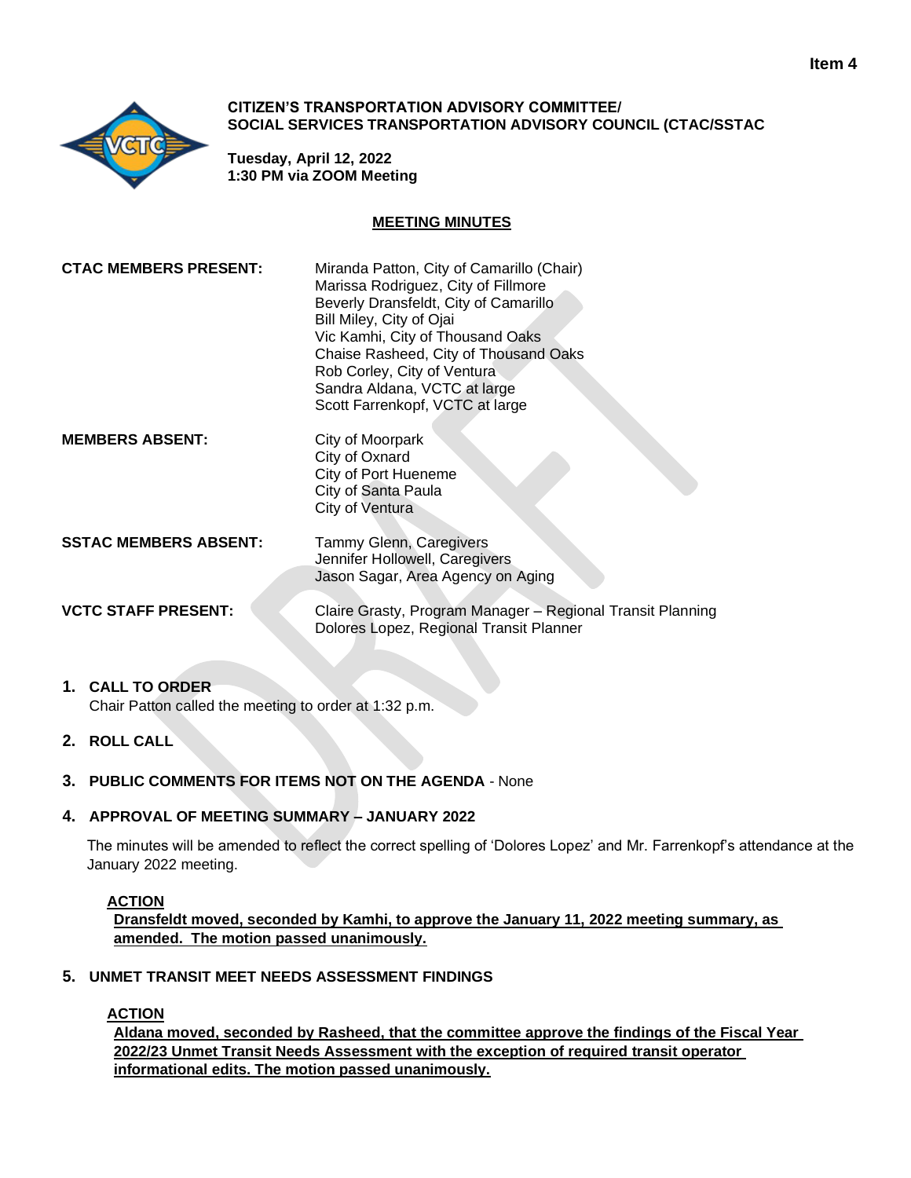Item 4

**CITIZEN'S TRANSPORTATION ADVISORY COMMITTEE/**
**SOCIAL SERVICES TRANSPORTATION ADVISORY COUNCIL (CTAC/SSTAC**

**Tuesday, April 12, 2022**
**1:30 PM via ZOOM Meeting**

## MEETING MINUTES

**CTAC MEMBERS PRESENT:**
Miranda Patton, City of Camarillo (Chair)
Marissa Rodriguez, City of Fillmore
Beverly Dransfeldt, City of Camarillo
Bill Miley, City of Ojai
Vic Kamhi, City of Thousand Oaks
Chaise Rasheed, City of Thousand Oaks
Rob Corley, City of Ventura
Sandra Aldana, VCTC at large
Scott Farrenkopf, VCTC at large

**MEMBERS ABSENT:**
City of Moorpark
City of Oxnard
City of Port Hueneme
City of Santa Paula
City of Ventura

**SSTAC MEMBERS ABSENT:**
Tammy Glenn, Caregivers
Jennifer Hollowell, Caregivers
Jason Sagar, Area Agency on Aging

**VCTC STAFF PRESENT:**
Claire Grasty, Program Manager – Regional Transit Planning
Dolores Lopez, Regional Transit Planner

1. **CALL TO ORDER**
   Chair Patton called the meeting to order at 1:32 p.m.

2. **ROLL CALL**

3. **PUBLIC COMMENTS FOR ITEMS NOT ON THE AGENDA** - None

4. **APPROVAL OF MEETING SUMMARY – JANUARY 2022**

   The minutes will be amended to reflect the correct spelling of 'Dolores Lopez' and Mr. Farrenkopf's attendance at the January 2022 meeting.

   **ACTION**
   **Dransfeldt moved, seconded by Kamhi, to approve the January 11, 2022 meeting summary, as amended. The motion passed unanimously.**

5. **UNMET TRANSIT MEET NEEDS ASSESSMENT FINDINGS**

   **ACTION**
   **Aldana moved, seconded by Rasheed, that the committee approve the findings of the Fiscal Year 2022/23 Unmet Transit Needs Assessment with the exception of required transit operator informational edits. The motion passed unanimously.**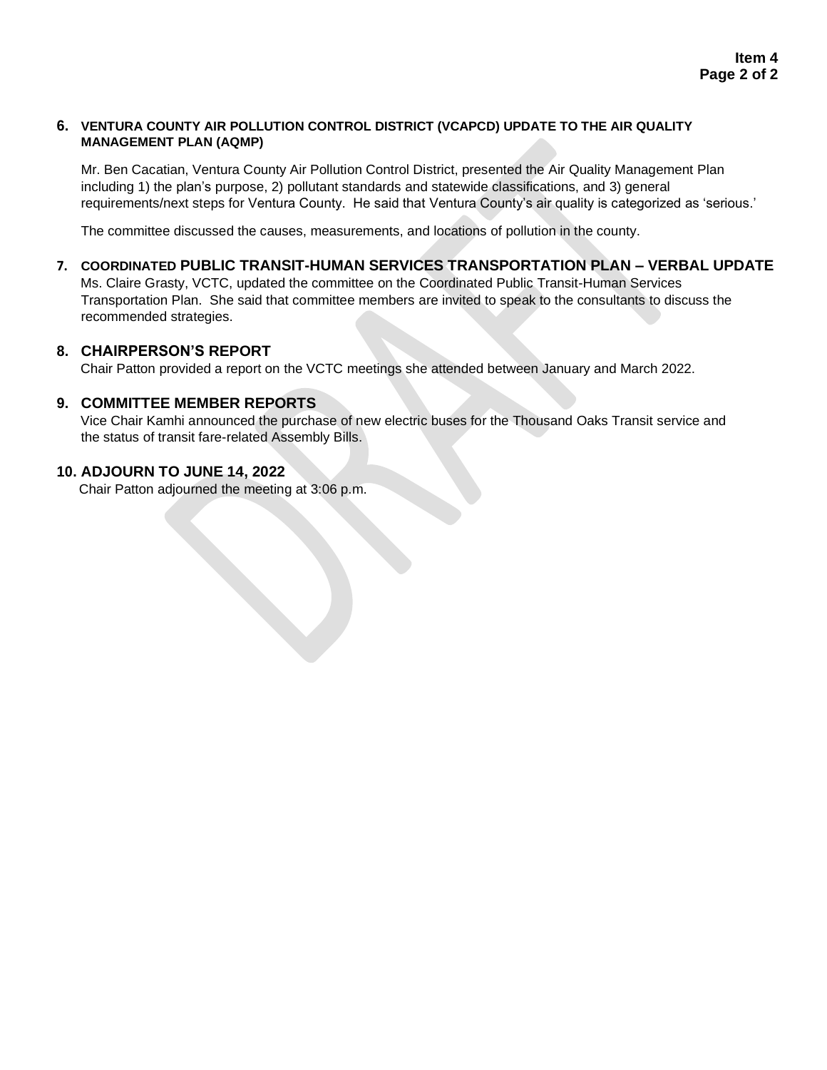## 6. VENTURA COUNTY AIR POLLUTION CONTROL DISTRICT (VCAPCD) UPDATE TO THE AIR QUALITY MANAGEMENT PLAN (AQMP)

Mr. Ben Cacatian, Ventura County Air Pollution Control District, presented the Air Quality Management Plan including 1) the plan's purpose, 2) pollutant standards and statewide classifications, and 3) general requirements/next steps for Ventura County. He said that Ventura County's air quality is categorized as 'serious.'

The committee discussed the causes, measurements, and locations of pollution in the county.

## 7. COORDINATED PUBLIC TRANSIT-HUMAN SERVICES TRANSPORTATION PLAN – VERBAL UPDATE

Ms. Claire Grasty, VCTC, updated the committee on the Coordinated Public Transit-Human Services Transportation Plan. She said that committee members are invited to speak to the consultants to discuss the recommended strategies.

## 8. CHAIRPERSON'S REPORT

Chair Patton provided a report on the VCTC meetings she attended between January and March 2022.

## 9. COMMITTEE MEMBER REPORTS

Vice Chair Kamhi announced the purchase of new electric buses for the Thousand Oaks Transit service and the status of transit fare-related Assembly Bills.

## 10. ADJOURN TO JUNE 14, 2022

Chair Patton adjourned the meeting at 3:06 p.m.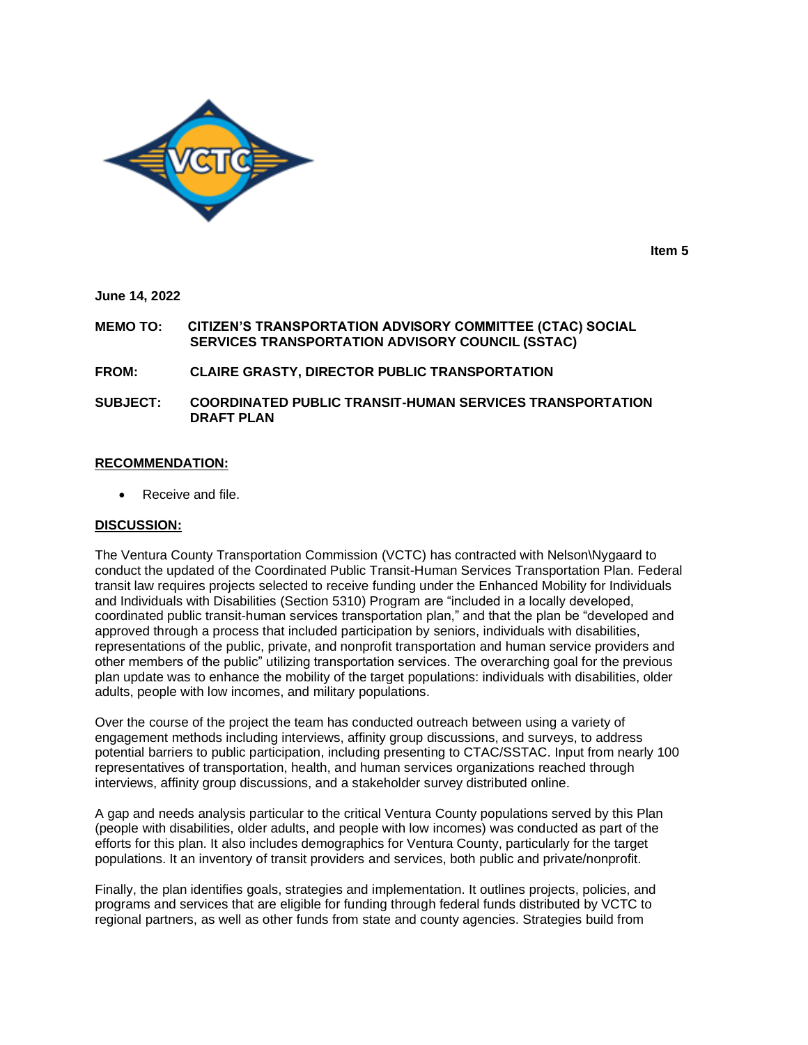Item 5

**June 14, 2022**

**MEMO TO:** **CITIZEN'S TRANSPORTATION ADVISORY COMMITTEE (CTAC) SOCIAL SERVICES TRANSPORTATION ADVISORY COUNCIL (SSTAC)**

**FROM:** **CLAIRE GRASTY, DIRECTOR PUBLIC TRANSPORTATION**

**SUBJECT:** **COORDINATED PUBLIC TRANSIT-HUMAN SERVICES TRANSPORTATION DRAFT PLAN**

## RECOMMENDATION:

- Receive and file.

## DISCUSSION:

The Ventura County Transportation Commission (VCTC) has contracted with Nelson\Nygaard to conduct the updated of the Coordinated Public Transit-Human Services Transportation Plan. Federal transit law requires projects selected to receive funding under the Enhanced Mobility for Individuals and Individuals with Disabilities (Section 5310) Program are "included in a locally developed, coordinated public transit-human services transportation plan," and that the plan be "developed and approved through a process that included participation by seniors, individuals with disabilities, representations of the public, private, and nonprofit transportation and human service providers and other members of the public" utilizing transportation services. The overarching goal for the previous plan update was to enhance the mobility of the target populations: individuals with disabilities, older adults, people with low incomes, and military populations.

Over the course of the project the team has conducted outreach between using a variety of engagement methods including interviews, affinity group discussions, and surveys, to address potential barriers to public participation, including presenting to CTAC/SSTAC. Input from nearly 100 representatives of transportation, health, and human services organizations reached through interviews, affinity group discussions, and a stakeholder survey distributed online.

A gap and needs analysis particular to the critical Ventura County populations served by this Plan (people with disabilities, older adults, and people with low incomes) was conducted as part of the efforts for this plan. It also includes demographics for Ventura County, particularly for the target populations. It an inventory of transit providers and services, both public and private/nonprofit.

Finally, the plan identifies goals, strategies and implementation. It outlines projects, policies, and programs and services that are eligible for funding through federal funds distributed by VCTC to regional partners, as well as other funds from state and county agencies. Strategies build from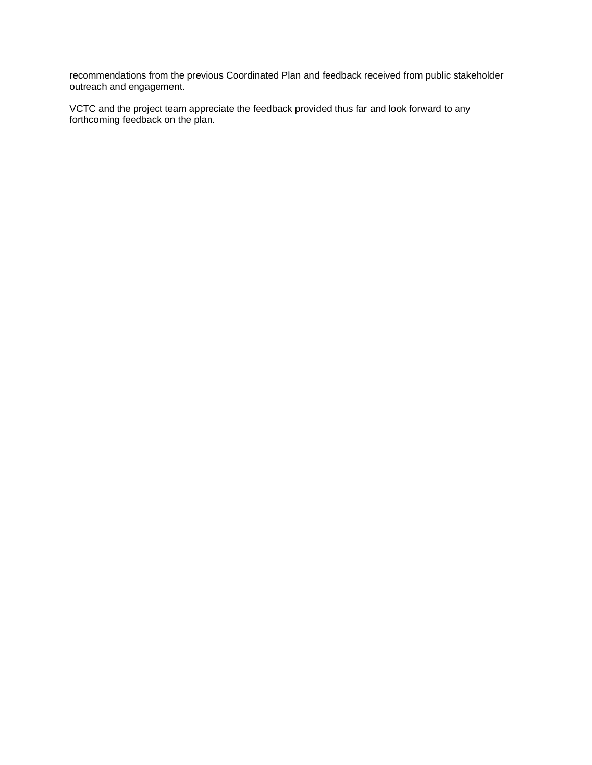recommendations from the previous Coordinated Plan and feedback received from public stakeholder outreach and engagement.

VCTC and the project team appreciate the feedback provided thus far and look forward to any forthcoming feedback on the plan.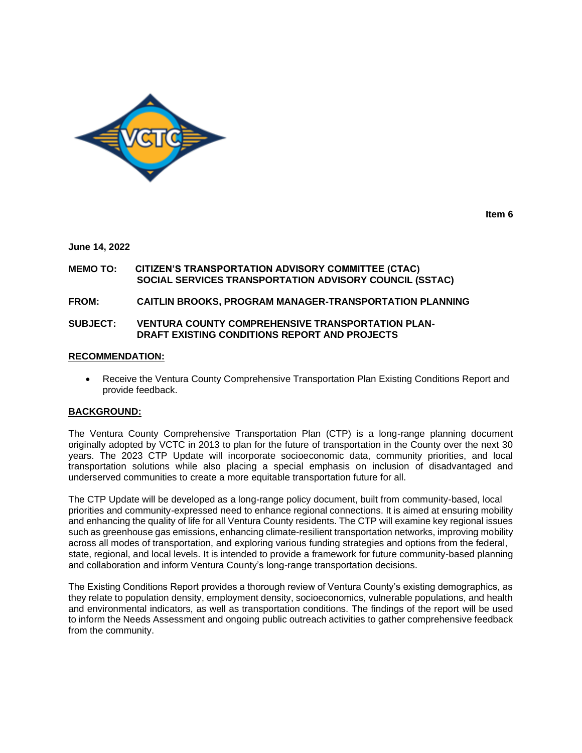Item 6

**June 14, 2022**

**MEMO TO:** **CITIZEN'S TRANSPORTATION ADVISORY COMMITTEE (CTAC)**
**SOCIAL SERVICES TRANSPORTATION ADVISORY COUNCIL (SSTAC)**

**FROM:** **CAITLIN BROOKS, PROGRAM MANAGER-TRANSPORTATION PLANNING**

**SUBJECT:** **VENTURA COUNTY COMPREHENSIVE TRANSPORTATION PLAN-DRAFT EXISTING CONDITIONS REPORT AND PROJECTS**

## RECOMMENDATION:

- Receive the Ventura County Comprehensive Transportation Plan Existing Conditions Report and provide feedback.

## BACKGROUND:

The Ventura County Comprehensive Transportation Plan (CTP) is a long-range planning document originally adopted by VCTC in 2013 to plan for the future of transportation in the County over the next 30 years. The 2023 CTP Update will incorporate socioeconomic data, community priorities, and local transportation solutions while also placing a special emphasis on inclusion of disadvantaged and underserved communities to create a more equitable transportation future for all.

The CTP Update will be developed as a long-range policy document, built from community-based, local priorities and community-expressed need to enhance regional connections. It is aimed at ensuring mobility and enhancing the quality of life for all Ventura County residents. The CTP will examine key regional issues such as greenhouse gas emissions, enhancing climate-resilient transportation networks, improving mobility across all modes of transportation, and exploring various funding strategies and options from the federal, state, regional, and local levels. It is intended to provide a framework for future community-based planning and collaboration and inform Ventura County's long-range transportation decisions.

The Existing Conditions Report provides a thorough review of Ventura County's existing demographics, as they relate to population density, employment density, socioeconomics, vulnerable populations, and health and environmental indicators, as well as transportation conditions. The findings of the report will be used to inform the Needs Assessment and ongoing public outreach activities to gather comprehensive feedback from the community.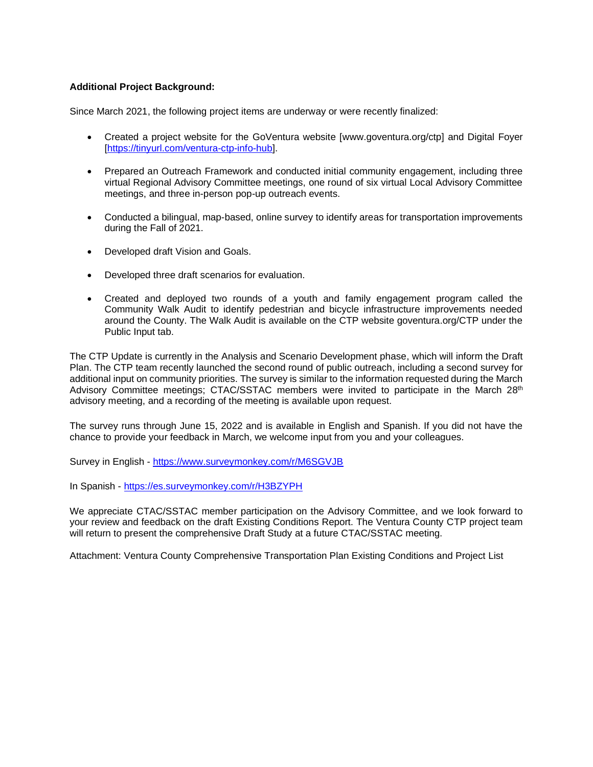**Additional Project Background:**

Since March 2021, the following project items are underway or were recently finalized:

- Created a project website for the GoVentura website [www.goventura.org/ctp] and Digital Foyer [https://tinyurl.com/ventura-ctp-info-hub].
- Prepared an Outreach Framework and conducted initial community engagement, including three virtual Regional Advisory Committee meetings, one round of six virtual Local Advisory Committee meetings, and three in-person pop-up outreach events.
- Conducted a bilingual, map-based, online survey to identify areas for transportation improvements during the Fall of 2021.
- Developed draft Vision and Goals.
- Developed three draft scenarios for evaluation.
- Created and deployed two rounds of a youth and family engagement program called the Community Walk Audit to identify pedestrian and bicycle infrastructure improvements needed around the County. The Walk Audit is available on the CTP website goventura.org/CTP under the Public Input tab.

The CTP Update is currently in the Analysis and Scenario Development phase, which will inform the Draft Plan. The CTP team recently launched the second round of public outreach, including a second survey for additional input on community priorities. The survey is similar to the information requested during the March Advisory Committee meetings; CTAC/SSTAC members were invited to participate in the March 28th advisory meeting, and a recording of the meeting is available upon request.

The survey runs through June 15, 2022 and is available in English and Spanish. If you did not have the chance to provide your feedback in March, we welcome input from you and your colleagues.

Survey in English - https://www.surveymonkey.com/r/M6SGVJB

In Spanish - https://es.surveymonkey.com/r/H3BZYPH

We appreciate CTAC/SSTAC member participation on the Advisory Committee, and we look forward to your review and feedback on the draft Existing Conditions Report. The Ventura County CTP project team will return to present the comprehensive Draft Study at a future CTAC/SSTAC meeting.

Attachment: Ventura County Comprehensive Transportation Plan Existing Conditions and Project List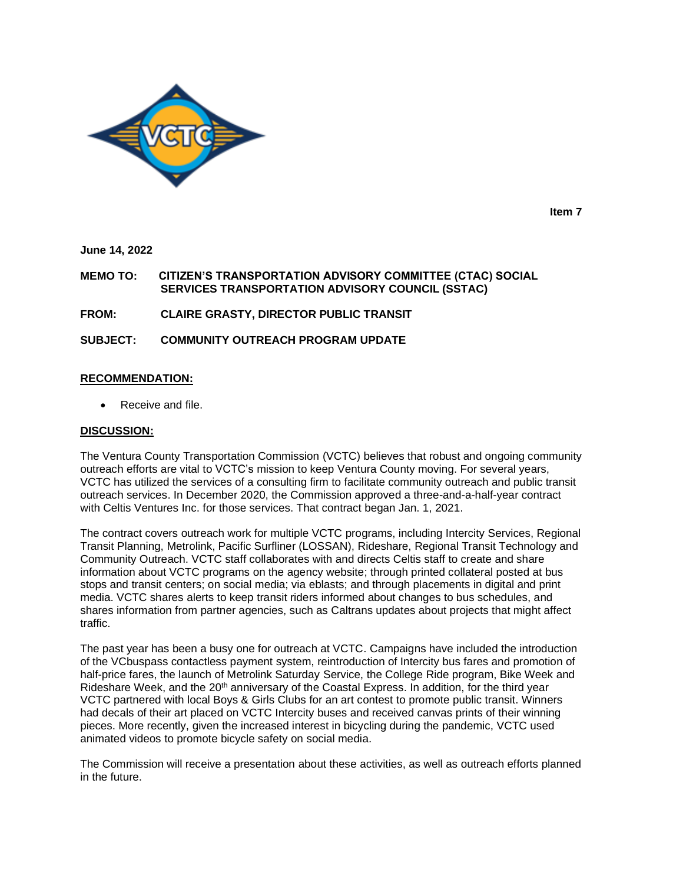Item 7

June 14, 2022

**MEMO TO:** CITIZEN'S TRANSPORTATION ADVISORY COMMITTEE (CTAC) SOCIAL SERVICES TRANSPORTATION ADVISORY COUNCIL (SSTAC)

**FROM:** CLAIRE GRASTY, DIRECTOR PUBLIC TRANSIT

**SUBJECT:** COMMUNITY OUTREACH PROGRAM UPDATE

**RECOMMENDATION:**

- Receive and file.

**DISCUSSION:**

The Ventura County Transportation Commission (VCTC) believes that robust and ongoing community outreach efforts are vital to VCTC's mission to keep Ventura County moving. For several years, VCTC has utilized the services of a consulting firm to facilitate community outreach and public transit outreach services. In December 2020, the Commission approved a three-and-a-half-year contract with Celtis Ventures Inc. for those services. That contract began Jan. 1, 2021.

The contract covers outreach work for multiple VCTC programs, including Intercity Services, Regional Transit Planning, Metrolink, Pacific Surfliner (LOSSAN), Rideshare, Regional Transit Technology and Community Outreach. VCTC staff collaborates with and directs Celtis staff to create and share information about VCTC programs on the agency website; through printed collateral posted at bus stops and transit centers; on social media; via eblasts; and through placements in digital and print media. VCTC shares alerts to keep transit riders informed about changes to bus schedules, and shares information from partner agencies, such as Caltrans updates about projects that might affect traffic.

The past year has been a busy one for outreach at VCTC. Campaigns have included the introduction of the VCbuspass contactless payment system, reintroduction of Intercity bus fares and promotion of half-price fares, the launch of Metrolink Saturday Service, the College Ride program, Bike Week and Rideshare Week, and the 20th anniversary of the Coastal Express. In addition, for the third year VCTC partnered with local Boys & Girls Clubs for an art contest to promote public transit. Winners had decals of their art placed on VCTC Intercity buses and received canvas prints of their winning pieces. More recently, given the increased interest in bicycling during the pandemic, VCTC used animated videos to promote bicycle safety on social media.

The Commission will receive a presentation about these activities, as well as outreach efforts planned in the future.